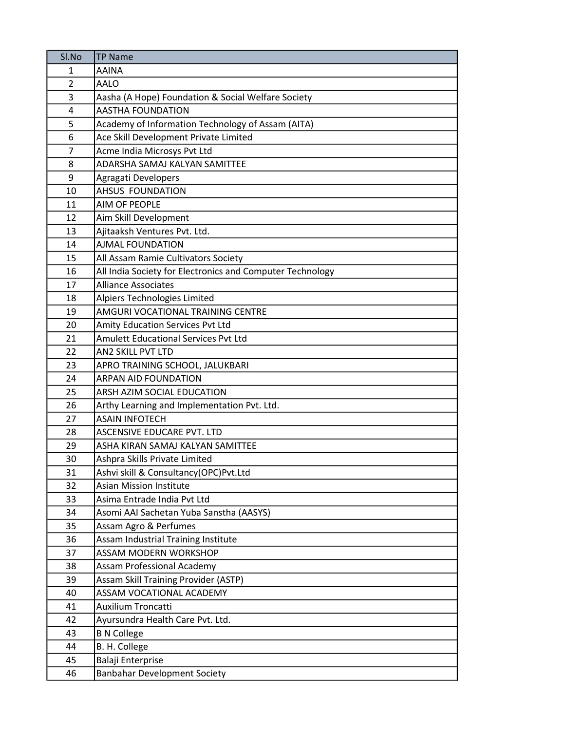| Sl.No | TP Name |
|---|---|
| 1 | AAINA |
| 2 | AALO |
| 3 | Aasha (A Hope) Foundation & Social Welfare Society |
| 4 | AASTHA FOUNDATION |
| 5 | Academy of Information Technology of Assam (AITA) |
| 6 | Ace Skill Development Private Limited |
| 7 | Acme India Microsys Pvt Ltd |
| 8 | ADARSHA SAMAJ KALYAN SAMITTEE |
| 9 | Agragati Developers |
| 10 | AHSUS  FOUNDATION |
| 11 | AIM OF PEOPLE |
| 12 | Aim Skill Development |
| 13 | Ajitaaksh Ventures Pvt. Ltd. |
| 14 | AJMAL FOUNDATION |
| 15 | All Assam Ramie Cultivators Society |
| 16 | All India Society for Electronics and Computer Technology |
| 17 | Alliance Associates |
| 18 | Alpiers Technologies Limited |
| 19 | AMGURI VOCATIONAL TRAINING CENTRE |
| 20 | Amity Education Services Pvt Ltd |
| 21 | Amulett Educational Services Pvt Ltd |
| 22 | AN2 SKILL PVT LTD |
| 23 | APRO TRAINING SCHOOL, JALUKBARI |
| 24 | ARPAN AID FOUNDATION |
| 25 | ARSH AZIM SOCIAL EDUCATION |
| 26 | Arthy Learning and Implementation Pvt. Ltd. |
| 27 | ASAIN INFOTECH |
| 28 | ASCENSIVE EDUCARE PVT. LTD |
| 29 | ASHA KIRAN SAMAJ KALYAN SAMITTEE |
| 30 | Ashpra Skills Private Limited |
| 31 | Ashvi skill & Consultancy(OPC)Pvt.Ltd |
| 32 | Asian Mission Institute |
| 33 | Asima Entrade India Pvt Ltd |
| 34 | Asomi AAI Sachetan Yuba Sanstha (AASYS) |
| 35 | Assam Agro & Perfumes |
| 36 | Assam Industrial Training Institute |
| 37 | ASSAM MODERN WORKSHOP |
| 38 | Assam Professional Academy |
| 39 | Assam Skill Training Provider (ASTP) |
| 40 | ASSAM VOCATIONAL ACADEMY |
| 41 | Auxilium Troncatti |
| 42 | Ayursundra Health Care Pvt. Ltd. |
| 43 | B N College |
| 44 | B. H. College |
| 45 | Balaji Enterprise |
| 46 | Banbahar Development Society |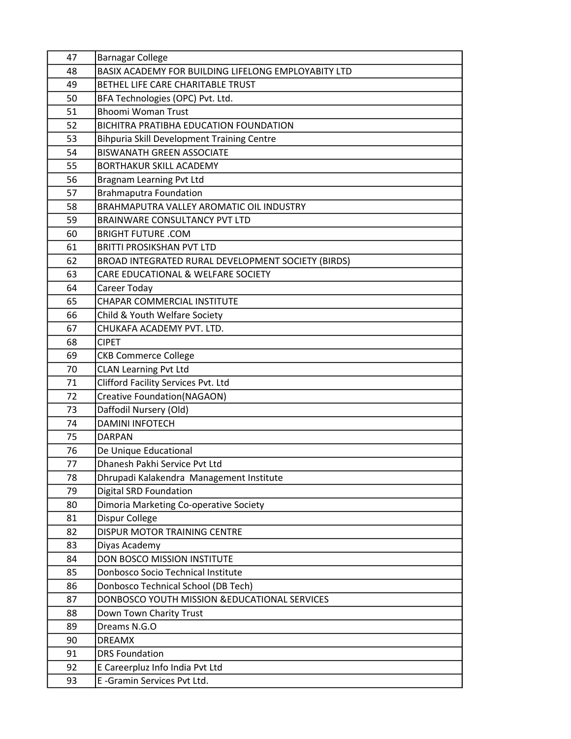| 47 | Barnagar College |
|---|---|
| 48 | BASIX ACADEMY FOR BUILDING LIFELONG EMPLOYABITY LTD |
| 49 | BETHEL LIFE CARE CHARITABLE TRUST |
| 50 | BFA Technologies (OPC) Pvt. Ltd. |
| 51 | Bhoomi Woman Trust |
| 52 | BICHITRA PRATIBHA EDUCATION FOUNDATION |
| 53 | Bihpuria Skill Development Training Centre |
| 54 | BISWANATH GREEN ASSOCIATE |
| 55 | BORTHAKUR SKILL ACADEMY |
| 56 | Bragnam Learning Pvt Ltd |
| 57 | Brahmaputra Foundation |
| 58 | BRAHMAPUTRA VALLEY AROMATIC OIL INDUSTRY |
| 59 | BRAINWARE CONSULTANCY PVT LTD |
| 60 | BRIGHT FUTURE .COM |
| 61 | BRITTI PROSIKSHAN PVT LTD |
| 62 | BROAD INTEGRATED RURAL DEVELOPMENT SOCIETY (BIRDS) |
| 63 | CARE EDUCATIONAL & WELFARE SOCIETY |
| 64 | Career Today |
| 65 | CHAPAR COMMERCIAL INSTITUTE |
| 66 | Child & Youth Welfare Society |
| 67 | CHUKAFA ACADEMY PVT. LTD. |
| 68 | CIPET |
| 69 | CKB Commerce College |
| 70 | CLAN Learning Pvt Ltd |
| 71 | Clifford Facility Services Pvt. Ltd |
| 72 | Creative Foundation(NAGAON) |
| 73 | Daffodil Nursery (Old) |
| 74 | DAMINI INFOTECH |
| 75 | DARPAN |
| 76 | De Unique Educational |
| 77 | Dhanesh Pakhi Service Pvt Ltd |
| 78 | Dhrupadi Kalakendra Management Institute |
| 79 | Digital SRD Foundation |
| 80 | Dimoria Marketing Co-operative Society |
| 81 | Dispur College |
| 82 | DISPUR MOTOR TRAINING CENTRE |
| 83 | Diyas Academy |
| 84 | DON BOSCO MISSION INSTITUTE |
| 85 | Donbosco Socio Technical Institute |
| 86 | Donbosco Technical School (DB Tech) |
| 87 | DONBOSCO YOUTH MISSION &EDUCATIONAL SERVICES |
| 88 | Down Town Charity Trust |
| 89 | Dreams N.G.O |
| 90 | DREAMX |
| 91 | DRS Foundation |
| 92 | E Careerpluz Info India Pvt Ltd |
| 93 | E -Gramin Services Pvt Ltd. |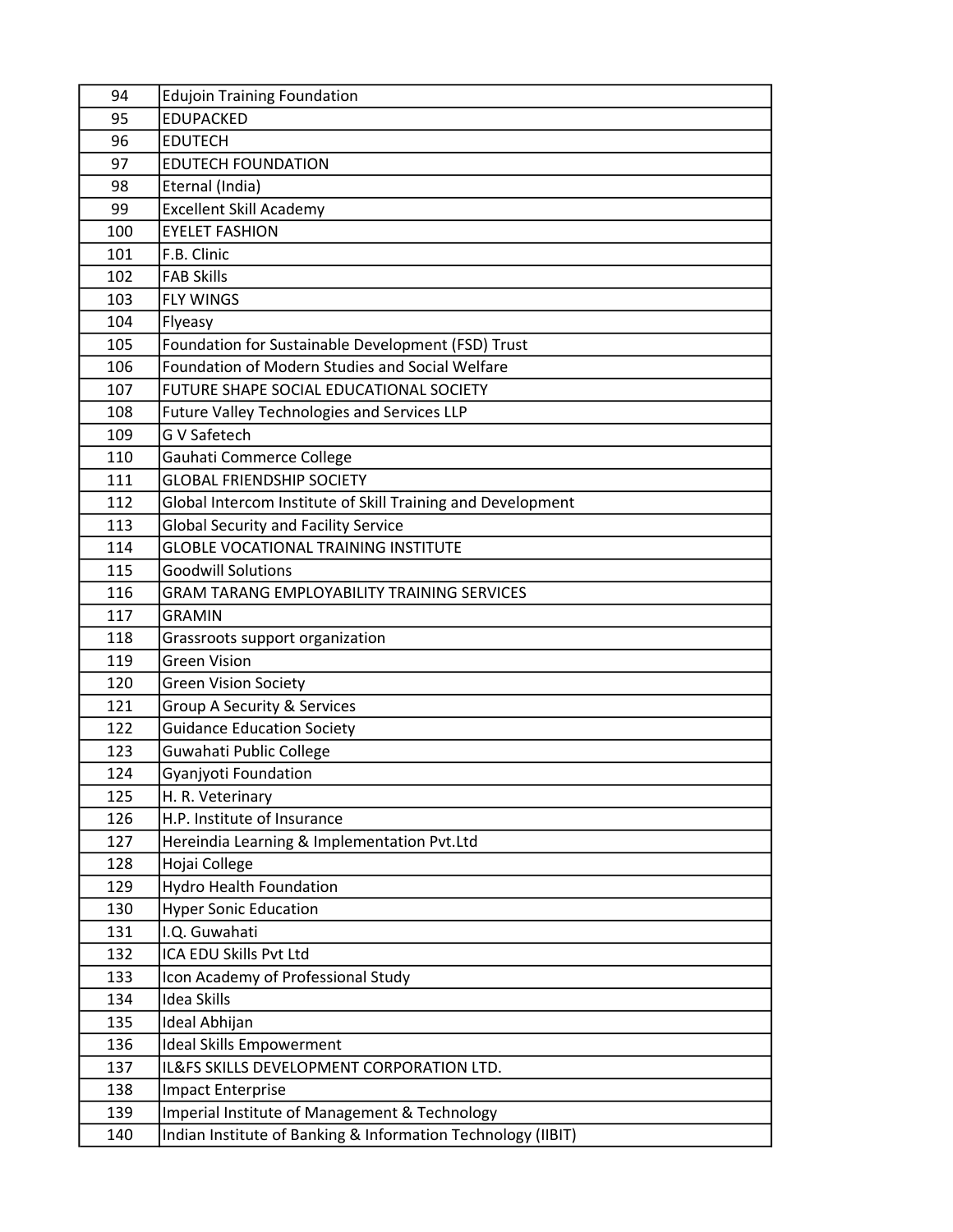| | |
|---|---|
| 94 | Edujoin Training Foundation |
| 95 | EDUPACKED |
| 96 | EDUTECH |
| 97 | EDUTECH FOUNDATION |
| 98 | Eternal (India) |
| 99 | Excellent Skill Academy |
| 100 | EYELET FASHION |
| 101 | F.B. Clinic |
| 102 | FAB Skills |
| 103 | FLY WINGS |
| 104 | Flyeasy |
| 105 | Foundation for Sustainable Development (FSD) Trust |
| 106 | Foundation of Modern Studies and Social Welfare |
| 107 | FUTURE SHAPE SOCIAL EDUCATIONAL SOCIETY |
| 108 | Future Valley Technologies and Services LLP |
| 109 | G V Safetech |
| 110 | Gauhati Commerce College |
| 111 | GLOBAL FRIENDSHIP SOCIETY |
| 112 | Global Intercom Institute of Skill Training and Development |
| 113 | Global Security and Facility Service |
| 114 | GLOBLE VOCATIONAL TRAINING INSTITUTE |
| 115 | Goodwill Solutions |
| 116 | GRAM TARANG EMPLOYABILITY TRAINING SERVICES |
| 117 | GRAMIN |
| 118 | Grassroots support organization |
| 119 | Green Vision |
| 120 | Green Vision Society |
| 121 | Group A Security & Services |
| 122 | Guidance Education Society |
| 123 | Guwahati Public College |
| 124 | Gyanjyoti Foundation |
| 125 | H. R. Veterinary |
| 126 | H.P. Institute of Insurance |
| 127 | Hereindia Learning & Implementation Pvt.Ltd |
| 128 | Hojai College |
| 129 | Hydro Health Foundation |
| 130 | Hyper Sonic Education |
| 131 | I.Q. Guwahati |
| 132 | ICA EDU Skills Pvt Ltd |
| 133 | Icon Academy of Professional Study |
| 134 | Idea Skills |
| 135 | Ideal Abhijan |
| 136 | Ideal Skills Empowerment |
| 137 | IL&FS SKILLS DEVELOPMENT CORPORATION LTD. |
| 138 | Impact Enterprise |
| 139 | Imperial Institute of Management & Technology |
| 140 | Indian Institute of Banking & Information Technology (IIBIT) |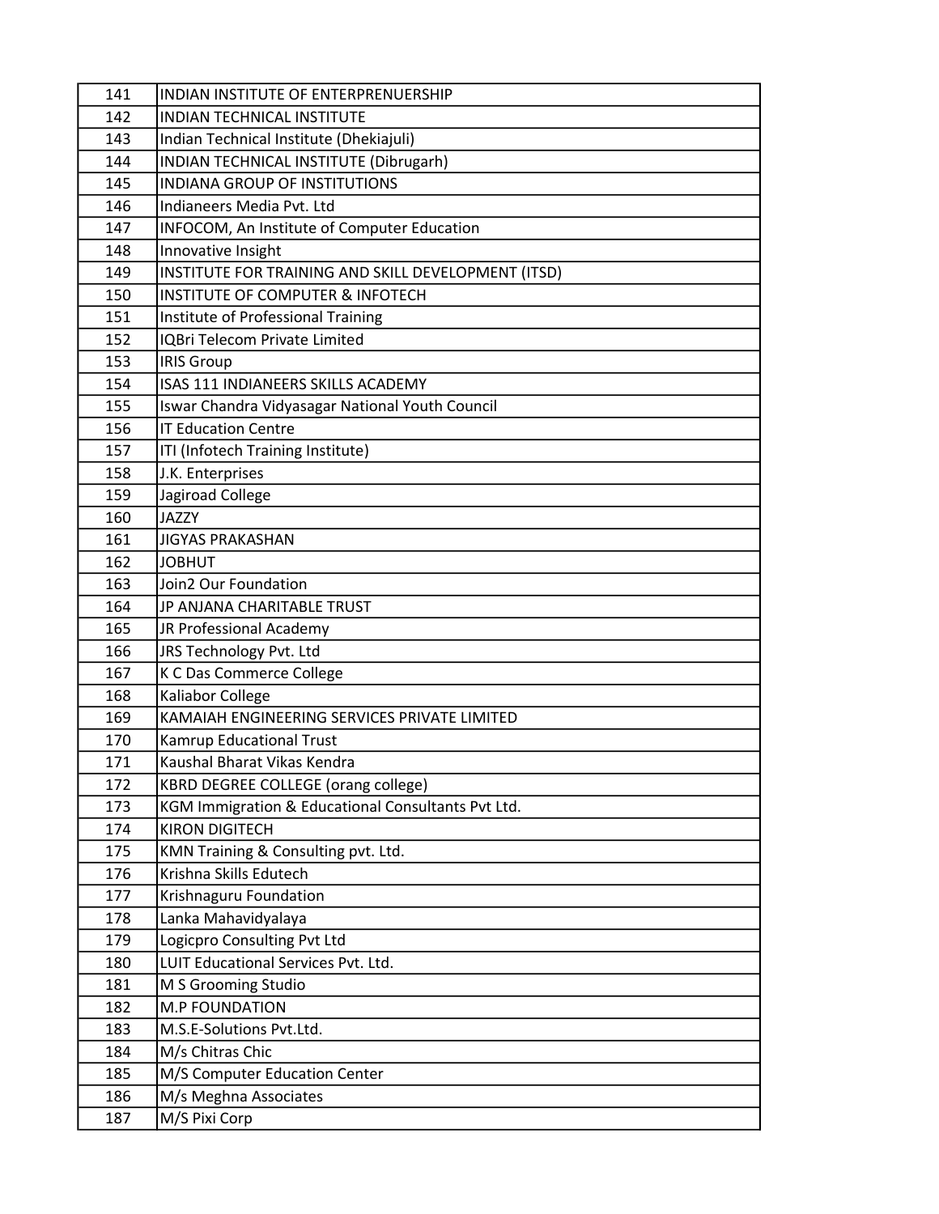| | |
|---|---|
| 141 | INDIAN INSTITUTE OF ENTERPRENUERSHIP |
| 142 | INDIAN TECHNICAL INSTITUTE |
| 143 | Indian Technical Institute (Dhekiajuli) |
| 144 | INDIAN TECHNICAL INSTITUTE (Dibrugarh) |
| 145 | INDIANA GROUP OF INSTITUTIONS |
| 146 | Indianeers Media Pvt. Ltd |
| 147 | INFOCOM, An Institute of Computer Education |
| 148 | Innovative Insight |
| 149 | INSTITUTE FOR TRAINING AND SKILL DEVELOPMENT (ITSD) |
| 150 | INSTITUTE OF COMPUTER & INFOTECH |
| 151 | Institute of Professional Training |
| 152 | IQBri Telecom Private Limited |
| 153 | IRIS Group |
| 154 | ISAS 111 INDIANEERS SKILLS ACADEMY |
| 155 | Iswar Chandra Vidyasagar National Youth Council |
| 156 | IT Education Centre |
| 157 | ITI (Infotech Training Institute) |
| 158 | J.K. Enterprises |
| 159 | Jagiroad College |
| 160 | JAZZY |
| 161 | JIGYAS PRAKASHAN |
| 162 | JOBHUT |
| 163 | Join2 Our Foundation |
| 164 | JP ANJANA CHARITABLE TRUST |
| 165 | JR Professional Academy |
| 166 | JRS Technology Pvt. Ltd |
| 167 | K C Das Commerce College |
| 168 | Kaliabor College |
| 169 | KAMAIAH ENGINEERING SERVICES PRIVATE LIMITED |
| 170 | Kamrup Educational Trust |
| 171 | Kaushal Bharat Vikas Kendra |
| 172 | KBRD DEGREE COLLEGE (orang college) |
| 173 | KGM Immigration & Educational Consultants Pvt Ltd. |
| 174 | KIRON DIGITECH |
| 175 | KMN Training & Consulting pvt. Ltd. |
| 176 | Krishna Skills Edutech |
| 177 | Krishnaguru Foundation |
| 178 | Lanka Mahavidyalaya |
| 179 | Logicpro Consulting Pvt Ltd |
| 180 | LUIT Educational Services Pvt. Ltd. |
| 181 | M S Grooming Studio |
| 182 | M.P FOUNDATION |
| 183 | M.S.E-Solutions Pvt.Ltd. |
| 184 | M/s Chitras Chic |
| 185 | M/S Computer Education Center |
| 186 | M/s Meghna Associates |
| 187 | M/S Pixi Corp |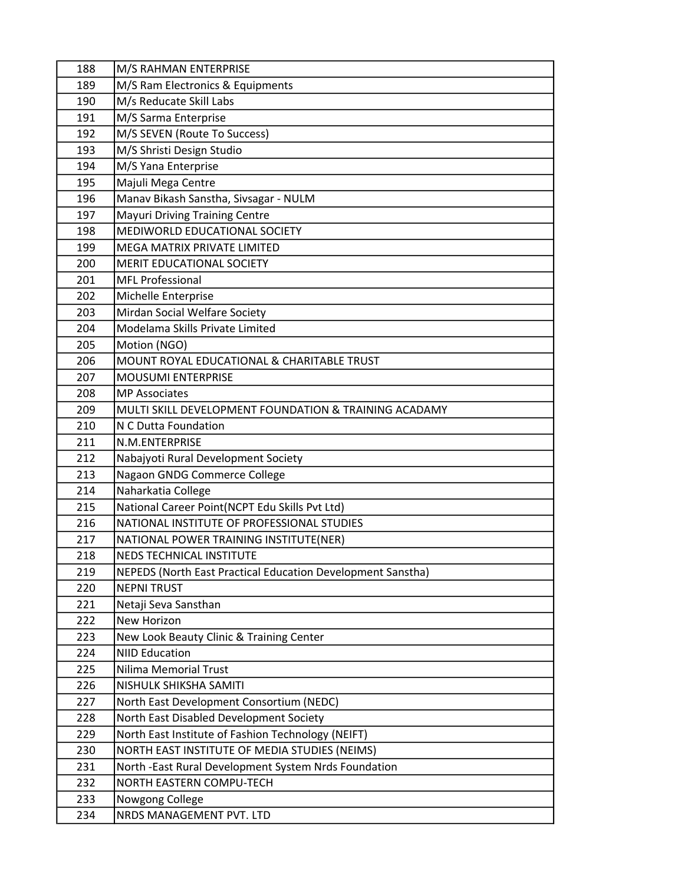| | |
|---|---|
| 188 | M/S RAHMAN ENTERPRISE |
| 189 | M/S Ram Electronics & Equipments |
| 190 | M/s Reducate Skill Labs |
| 191 | M/S Sarma Enterprise |
| 192 | M/S SEVEN (Route To Success) |
| 193 | M/S Shristi Design Studio |
| 194 | M/S Yana Enterprise |
| 195 | Majuli Mega Centre |
| 196 | Manav Bikash Sanstha, Sivsagar - NULM |
| 197 | Mayuri Driving Training Centre |
| 198 | MEDIWORLD EDUCATIONAL SOCIETY |
| 199 | MEGA MATRIX PRIVATE LIMITED |
| 200 | MERIT EDUCATIONAL SOCIETY |
| 201 | MFL Professional |
| 202 | Michelle Enterprise |
| 203 | Mirdan Social Welfare Society |
| 204 | Modelama Skills Private Limited |
| 205 | Motion (NGO) |
| 206 | MOUNT ROYAL EDUCATIONAL & CHARITABLE TRUST |
| 207 | MOUSUMI ENTERPRISE |
| 208 | MP Associates |
| 209 | MULTI SKILL DEVELOPMENT FOUNDATION & TRAINING ACADAMY |
| 210 | N C Dutta Foundation |
| 211 | N.M.ENTERPRISE |
| 212 | Nabajyoti Rural Development Society |
| 213 | Nagaon GNDG Commerce College |
| 214 | Naharkatia College |
| 215 | National Career Point(NCPT Edu Skills Pvt Ltd) |
| 216 | NATIONAL INSTITUTE OF PROFESSIONAL STUDIES |
| 217 | NATIONAL POWER TRAINING INSTITUTE(NER) |
| 218 | NEDS TECHNICAL INSTITUTE |
| 219 | NEPEDS (North East Practical Education Development Sanstha) |
| 220 | NEPNI TRUST |
| 221 | Netaji Seva Sansthan |
| 222 | New Horizon |
| 223 | New Look Beauty Clinic & Training Center |
| 224 | NIID Education |
| 225 | Nilima Memorial Trust |
| 226 | NISHULK SHIKSHA SAMITI |
| 227 | North East Development Consortium (NEDC) |
| 228 | North East Disabled Development Society |
| 229 | North East Institute of Fashion Technology (NEIFT) |
| 230 | NORTH EAST INSTITUTE OF MEDIA STUDIES (NEIMS) |
| 231 | North -East Rural Development System Nrds Foundation |
| 232 | NORTH EASTERN COMPU-TECH |
| 233 | Nowgong College |
| 234 | NRDS MANAGEMENT PVT. LTD |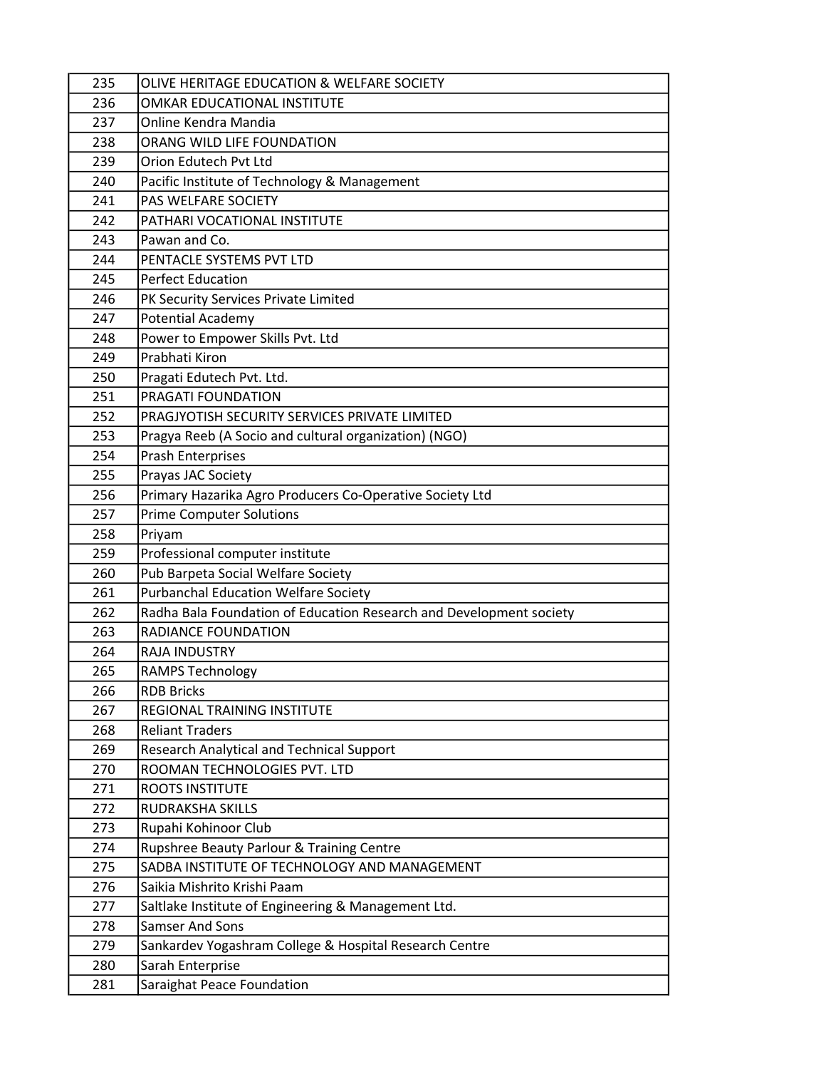| | |
|---|---|
| 235 | OLIVE HERITAGE EDUCATION & WELFARE SOCIETY |
| 236 | OMKAR EDUCATIONAL INSTITUTE |
| 237 | Online Kendra Mandia |
| 238 | ORANG WILD LIFE FOUNDATION |
| 239 | Orion Edutech Pvt Ltd |
| 240 | Pacific Institute of Technology & Management |
| 241 | PAS WELFARE SOCIETY |
| 242 | PATHARI VOCATIONAL INSTITUTE |
| 243 | Pawan and Co. |
| 244 | PENTACLE SYSTEMS PVT LTD |
| 245 | Perfect Education |
| 246 | PK Security Services Private Limited |
| 247 | Potential Academy |
| 248 | Power to Empower Skills Pvt. Ltd |
| 249 | Prabhati Kiron |
| 250 | Pragati Edutech Pvt. Ltd. |
| 251 | PRAGATI FOUNDATION |
| 252 | PRAGJYOTISH SECURITY SERVICES PRIVATE LIMITED |
| 253 | Pragya Reeb (A Socio and cultural organization) (NGO) |
| 254 | Prash Enterprises |
| 255 | Prayas JAC Society |
| 256 | Primary Hazarika Agro Producers Co-Operative Society Ltd |
| 257 | Prime Computer Solutions |
| 258 | Priyam |
| 259 | Professional computer institute |
| 260 | Pub Barpeta Social Welfare Society |
| 261 | Purbanchal Education Welfare Society |
| 262 | Radha Bala Foundation of Education Research and Development society |
| 263 | RADIANCE FOUNDATION |
| 264 | RAJA INDUSTRY |
| 265 | RAMPS Technology |
| 266 | RDB Bricks |
| 267 | REGIONAL TRAINING INSTITUTE |
| 268 | Reliant Traders |
| 269 | Research Analytical and Technical Support |
| 270 | ROOMAN TECHNOLOGIES PVT. LTD |
| 271 | ROOTS INSTITUTE |
| 272 | RUDRAKSHA SKILLS |
| 273 | Rupahi Kohinoor Club |
| 274 | Rupshree Beauty Parlour & Training Centre |
| 275 | SADBA INSTITUTE OF TECHNOLOGY AND MANAGEMENT |
| 276 | Saikia Mishrito Krishi Paam |
| 277 | Saltlake Institute of Engineering & Management Ltd. |
| 278 | Samser And Sons |
| 279 | Sankardev Yogashram College & Hospital Research Centre |
| 280 | Sarah Enterprise |
| 281 | Saraighat Peace Foundation |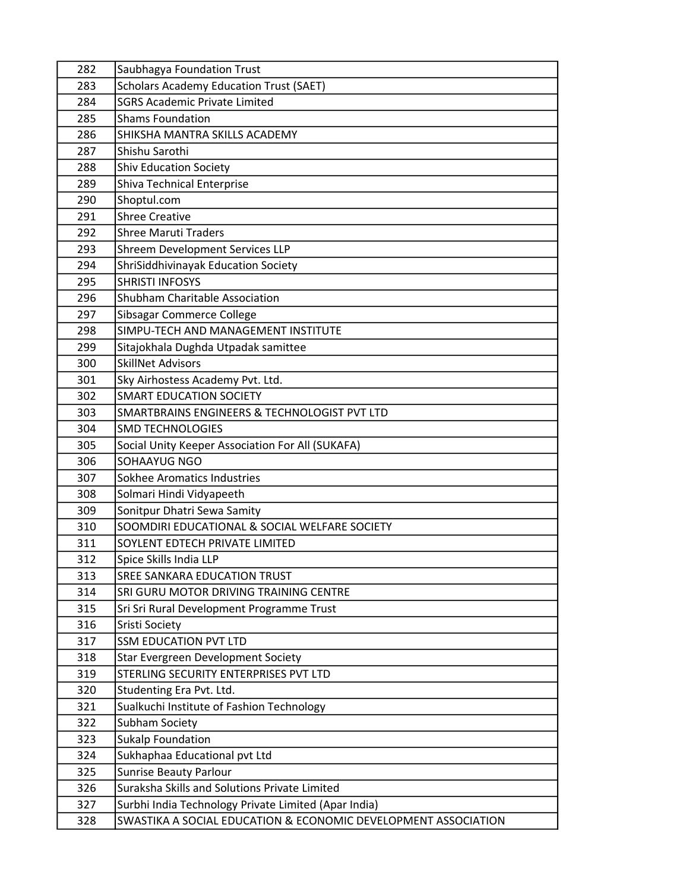| 282 | Saubhagya Foundation Trust |
|---|---|
| 283 | Scholars Academy Education Trust (SAET) |
| 284 | SGRS Academic Private Limited |
| 285 | Shams Foundation |
| 286 | SHIKSHA MANTRA SKILLS ACADEMY |
| 287 | Shishu Sarothi |
| 288 | Shiv Education Society |
| 289 | Shiva Technical Enterprise |
| 290 | Shoptul.com |
| 291 | Shree Creative |
| 292 | Shree Maruti Traders |
| 293 | Shreem Development Services LLP |
| 294 | ShriSiddhivinayak Education Society |
| 295 | SHRISTI INFOSYS |
| 296 | Shubham Charitable Association |
| 297 | Sibsagar Commerce College |
| 298 | SIMPU-TECH AND MANAGEMENT INSTITUTE |
| 299 | Sitajokhala Dughda Utpadak samittee |
| 300 | SkillNet Advisors |
| 301 | Sky Airhostess Academy Pvt. Ltd. |
| 302 | SMART EDUCATION SOCIETY |
| 303 | SMARTBRAINS ENGINEERS & TECHNOLOGIST PVT LTD |
| 304 | SMD TECHNOLOGIES |
| 305 | Social Unity Keeper Association For All (SUKAFA) |
| 306 | SOHAAYUG NGO |
| 307 | Sokhee Aromatics Industries |
| 308 | Solmari Hindi Vidyapeeth |
| 309 | Sonitpur Dhatri Sewa Samity |
| 310 | SOOMDIRI EDUCATIONAL & SOCIAL WELFARE SOCIETY |
| 311 | SOYLENT EDTECH PRIVATE LIMITED |
| 312 | Spice Skills India LLP |
| 313 | SREE SANKARA EDUCATION TRUST |
| 314 | SRI GURU MOTOR DRIVING TRAINING CENTRE |
| 315 | Sri Sri Rural Development Programme Trust |
| 316 | Sristi Society |
| 317 | SSM EDUCATION PVT LTD |
| 318 | Star Evergreen Development Society |
| 319 | STERLING SECURITY ENTERPRISES PVT LTD |
| 320 | Studenting Era Pvt. Ltd. |
| 321 | Sualkuchi Institute of Fashion Technology |
| 322 | Subham Society |
| 323 | Sukalp Foundation |
| 324 | Sukhaphaa Educational pvt Ltd |
| 325 | Sunrise Beauty Parlour |
| 326 | Suraksha Skills and Solutions Private Limited |
| 327 | Surbhi India Technology Private Limited (Apar India) |
| 328 | SWASTIKA A SOCIAL EDUCATION & ECONOMIC DEVELOPMENT ASSOCIATION |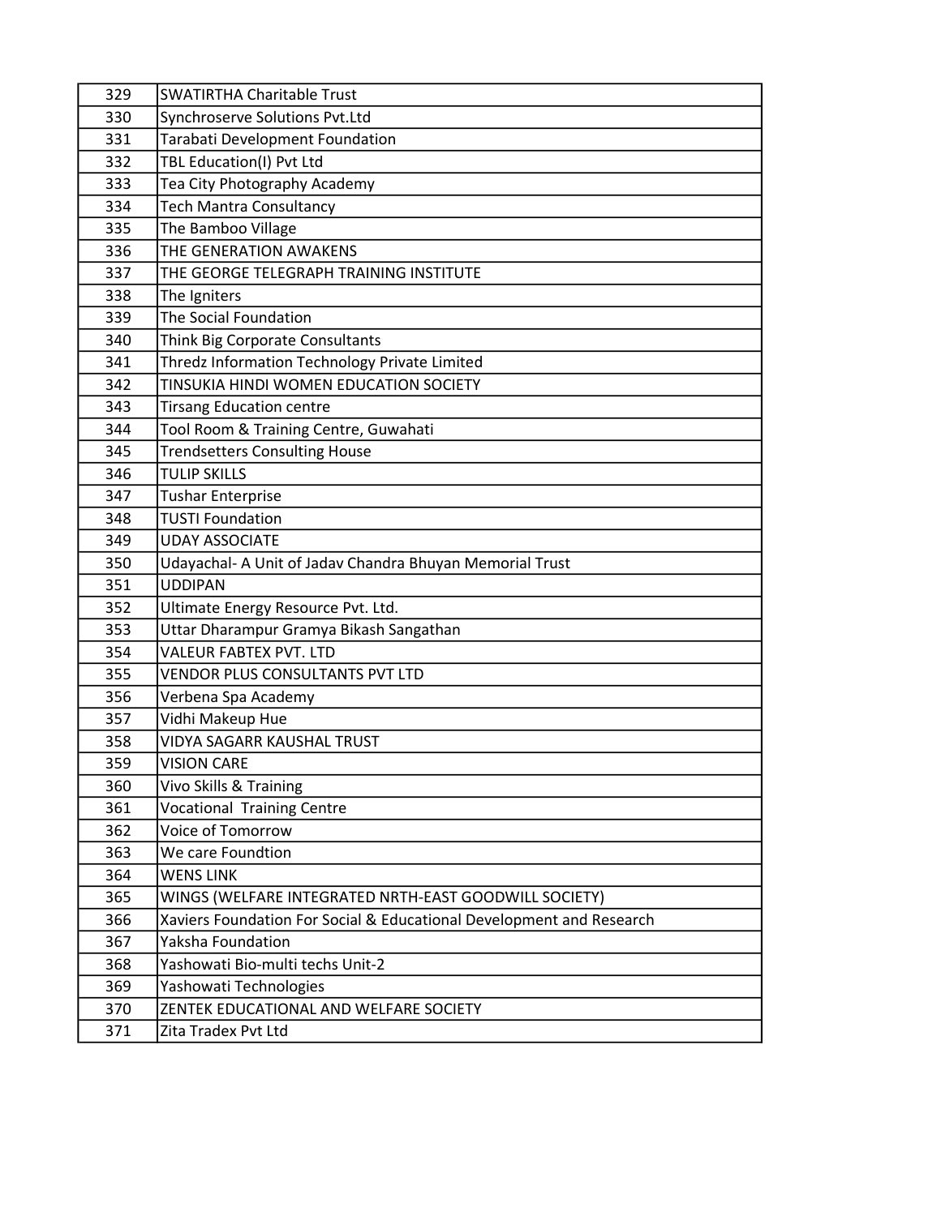| | |
|---|---|
| 329 | SWATIRTHA Charitable Trust |
| 330 | Synchroserve Solutions Pvt.Ltd |
| 331 | Tarabati Development Foundation |
| 332 | TBL Education(I) Pvt Ltd |
| 333 | Tea City Photography Academy |
| 334 | Tech Mantra Consultancy |
| 335 | The Bamboo Village |
| 336 | THE GENERATION AWAKENS |
| 337 | THE GEORGE TELEGRAPH TRAINING INSTITUTE |
| 338 | The Igniters |
| 339 | The Social Foundation |
| 340 | Think Big Corporate Consultants |
| 341 | Thredz Information Technology Private Limited |
| 342 | TINSUKIA HINDI WOMEN EDUCATION SOCIETY |
| 343 | Tirsang Education centre |
| 344 | Tool Room & Training Centre, Guwahati |
| 345 | Trendsetters Consulting House |
| 346 | TULIP SKILLS |
| 347 | Tushar Enterprise |
| 348 | TUSTI Foundation |
| 349 | UDAY ASSOCIATE |
| 350 | Udayachal- A Unit of Jadav Chandra Bhuyan Memorial Trust |
| 351 | UDDIPAN |
| 352 | Ultimate Energy Resource Pvt. Ltd. |
| 353 | Uttar Dharampur Gramya Bikash Sangathan |
| 354 | VALEUR FABTEX PVT. LTD |
| 355 | VENDOR PLUS CONSULTANTS PVT LTD |
| 356 | Verbena Spa Academy |
| 357 | Vidhi Makeup Hue |
| 358 | VIDYA SAGARR KAUSHAL TRUST |
| 359 | VISION CARE |
| 360 | Vivo Skills & Training |
| 361 | Vocational Training Centre |
| 362 | Voice of Tomorrow |
| 363 | We care Foundtion |
| 364 | WENS LINK |
| 365 | WINGS (WELFARE INTEGRATED NRTH-EAST GOODWILL SOCIETY) |
| 366 | Xaviers Foundation For Social & Educational Development and Research |
| 367 | Yaksha Foundation |
| 368 | Yashowati Bio-multi techs Unit-2 |
| 369 | Yashowati Technologies |
| 370 | ZENTEK EDUCATIONAL AND WELFARE SOCIETY |
| 371 | Zita Tradex Pvt Ltd |